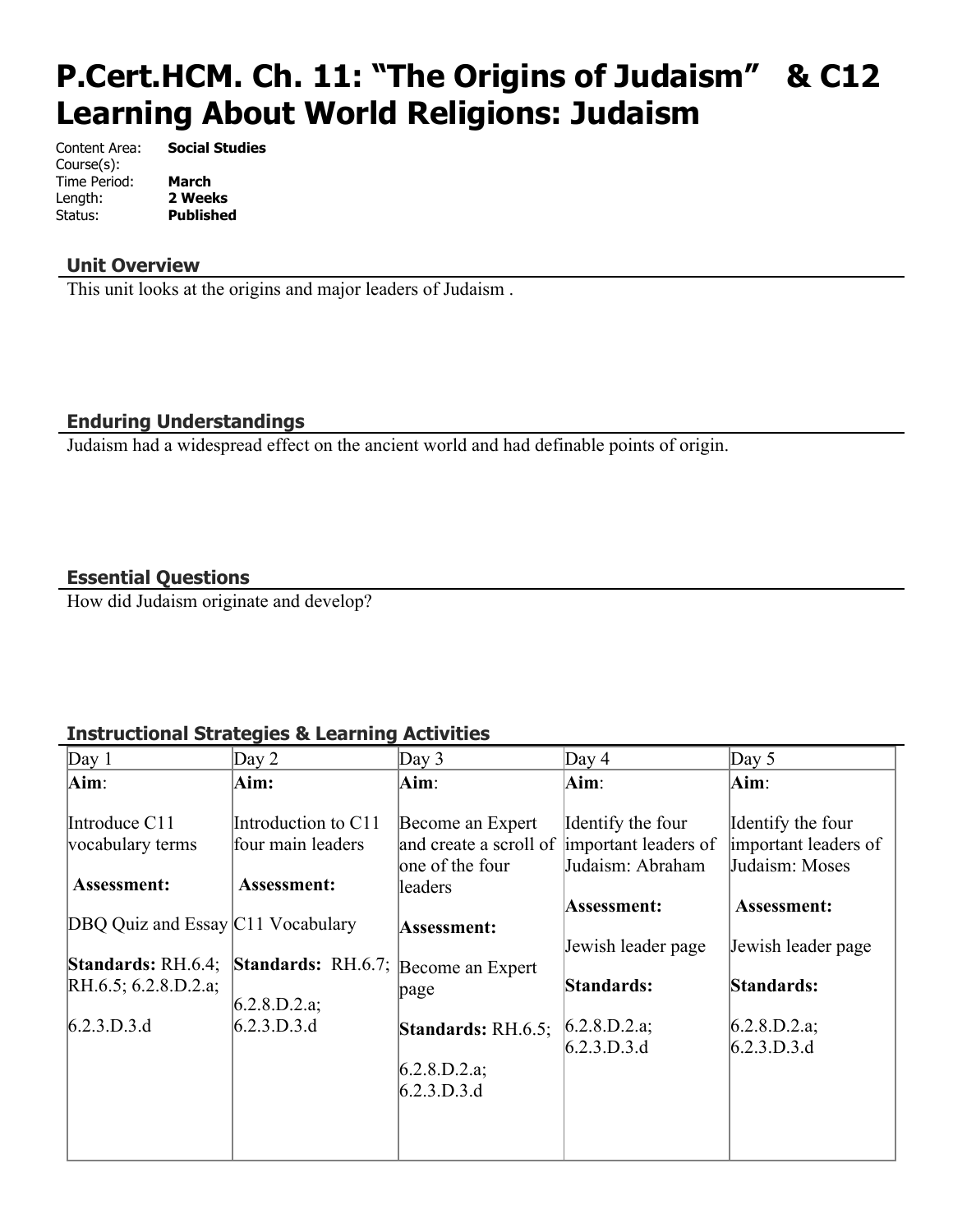# P.Cert.HCM. Ch. 11: "The Origins of Judaism" & C12 Learning About World Religions: Judaism

Content Area: **Social Studies**
Course(s):
Time Period: **March**
Length: **2 Weeks**
Status: **Published**

## Unit Overview

This unit looks at the origins and major leaders of Judaism .

## Enduring Understandings

Judaism had a widespread effect on the ancient world and had definable points of origin.

## Essential Questions

How did Judaism originate and develop?

## Instructional Strategies & Learning Activities

| Day 1 | Day 2 | Day 3 | Day 4 | Day 5 |
|---|---|---|---|---|
| **Aim**:<br><br>Introduce C11 vocabulary terms<br><br>**Assessment:**<br><br>DBQ Quiz and Essay<br><br>**Standards:** RH.6.4; RH.6.5; 6.2.8.D.2.a;<br><br>6.2.3.D.3.d | **Aim:**<br><br>Introduction to C11 four main leaders<br><br>**Assessment:**<br><br>C11 Vocabulary<br><br>**Standards:** RH.6.7;<br><br>6.2.8.D.2.a;<br>6.2.3.D.3.d | **Aim**:<br><br>Become an Expert and create a scroll of one of the four leaders<br><br>**Assessment:**<br><br>Become an Expert page<br><br>**Standards:** RH.6.5;<br><br>6.2.8.D.2.a;<br>6.2.3.D.3.d | **Aim**:<br><br>Identify the four important leaders of Judaism: Abraham<br><br>**Assessment:**<br><br>Jewish leader page<br><br>**Standards:**<br><br>6.2.8.D.2.a;<br>6.2.3.D.3.d | **Aim**:<br><br>Identify the four important leaders of Judaism: Moses<br><br>**Assessment:**<br><br>Jewish leader page<br><br>**Standards:**<br><br>6.2.8.D.2.a;<br>6.2.3.D.3.d |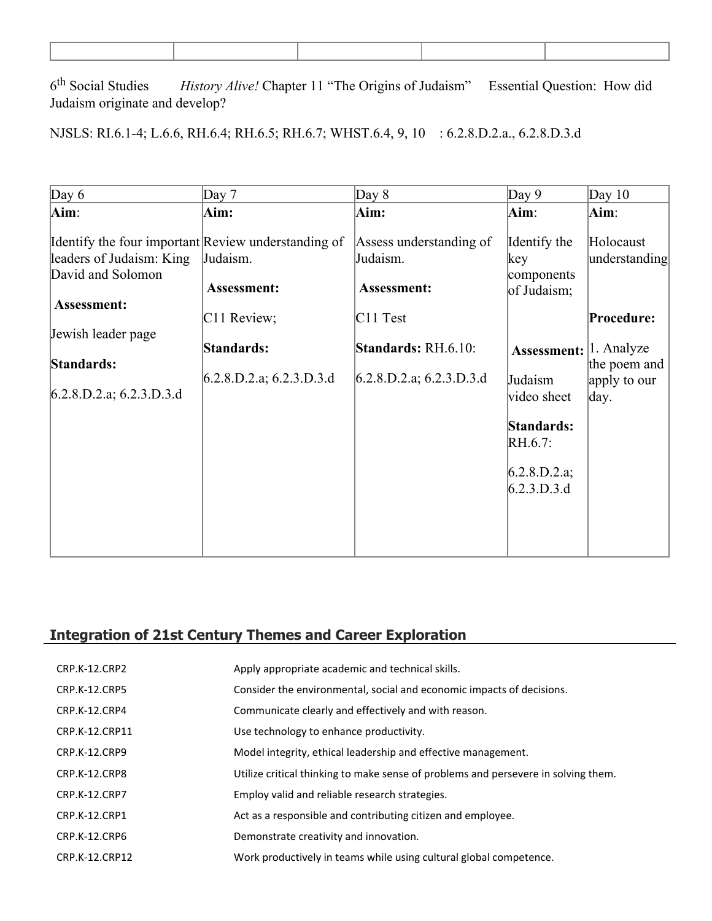| | | | | |
|---|---|---|---|---|
| | | | | |

6th Social Studies *History Alive!* Chapter 11 "The Origins of Judaism" Essential Question: How did Judaism originate and develop?

NJSLS: RI.6.1-4; L.6.6, RH.6.4; RH.6.5; RH.6.7; WHST.6.4, 9, 10 : 6.2.8.D.2.a., 6.2.8.D.3.d

| Day 6 | Day 7 | Day 8 | Day 9 | Day 10 |
|---|---|---|---|---|
| **Aim**:<br><br>Identify the four important leaders of Judaism: King David and Solomon<br><br>**Assessment:**<br><br>Jewish leader page<br><br>**Standards:**<br><br>6.2.8.D.2.a; 6.2.3.D.3.d | **Aim:**<br><br>Review understanding of Judaism.<br><br>**Assessment:**<br><br>C11 Review;<br><br>**Standards:**<br><br>6.2.8.D.2.a; 6.2.3.D.3.d | **Aim:**<br><br>Assess understanding of Judaism.<br><br>**Assessment:**<br><br>C11 Test<br><br>**Standards:** RH.6.10:<br><br>6.2.8.D.2.a; 6.2.3.D.3.d | **Aim**:<br><br>Identify the key components of Judaism;<br><br>**Assessment:**<br><br>Judaism video sheet<br><br>**Standards:** RH.6.7:<br><br>6.2.8.D.2.a; 6.2.3.D.3.d | **Aim**:<br><br>Holocaust understanding<br><br>**Procedure:**<br><br>1. Analyze the poem and apply to our day. |

## Integration of 21st Century Themes and Career Exploration

| | |
|---|---|
| CRP.K-12.CRP2 | Apply appropriate academic and technical skills. |
| CRP.K-12.CRP5 | Consider the environmental, social and economic impacts of decisions. |
| CRP.K-12.CRP4 | Communicate clearly and effectively and with reason. |
| CRP.K-12.CRP11 | Use technology to enhance productivity. |
| CRP.K-12.CRP9 | Model integrity, ethical leadership and effective management. |
| CRP.K-12.CRP8 | Utilize critical thinking to make sense of problems and persevere in solving them. |
| CRP.K-12.CRP7 | Employ valid and reliable research strategies. |
| CRP.K-12.CRP1 | Act as a responsible and contributing citizen and employee. |
| CRP.K-12.CRP6 | Demonstrate creativity and innovation. |
| CRP.K-12.CRP12 | Work productively in teams while using cultural global competence. |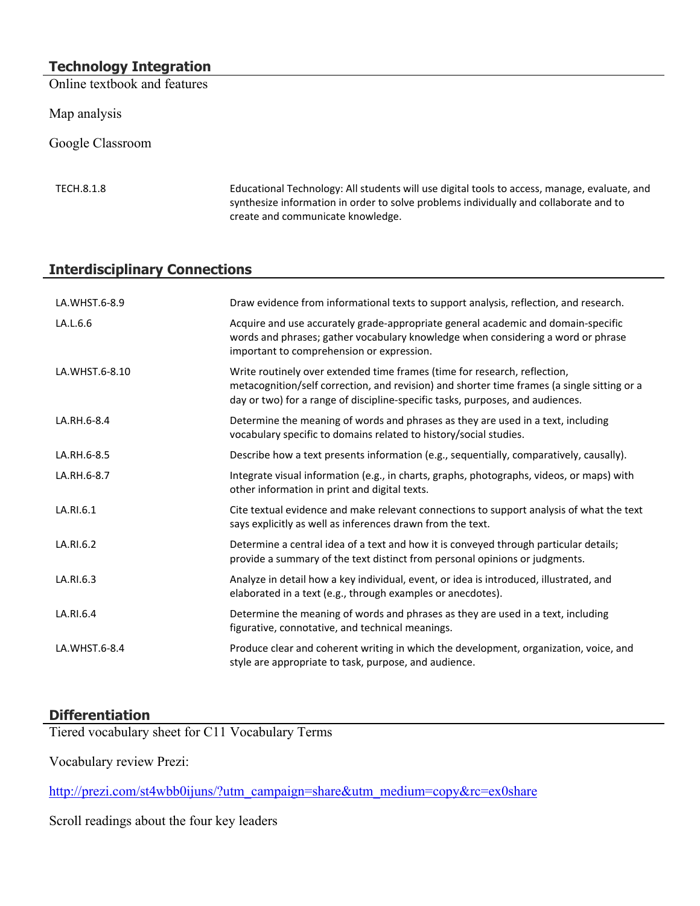## Technology Integration

Online textbook and features

Map analysis

Google Classroom

| | |
|---|---|
| TECH.8.1.8 | Educational Technology: All students will use digital tools to access, manage, evaluate, and synthesize information in order to solve problems individually and collaborate and to create and communicate knowledge. |

## Interdisciplinary Connections

| | |
|---|---|
| LA.WHST.6-8.9 | Draw evidence from informational texts to support analysis, reflection, and research. |
| LA.L.6.6 | Acquire and use accurately grade-appropriate general academic and domain-specific words and phrases; gather vocabulary knowledge when considering a word or phrase important to comprehension or expression. |
| LA.WHST.6-8.10 | Write routinely over extended time frames (time for research, reflection, metacognition/self correction, and revision) and shorter time frames (a single sitting or a day or two) for a range of discipline-specific tasks, purposes, and audiences. |
| LA.RH.6-8.4 | Determine the meaning of words and phrases as they are used in a text, including vocabulary specific to domains related to history/social studies. |
| LA.RH.6-8.5 | Describe how a text presents information (e.g., sequentially, comparatively, causally). |
| LA.RH.6-8.7 | Integrate visual information (e.g., in charts, graphs, photographs, videos, or maps) with other information in print and digital texts. |
| LA.RI.6.1 | Cite textual evidence and make relevant connections to support analysis of what the text says explicitly as well as inferences drawn from the text. |
| LA.RI.6.2 | Determine a central idea of a text and how it is conveyed through particular details; provide a summary of the text distinct from personal opinions or judgments. |
| LA.RI.6.3 | Analyze in detail how a key individual, event, or idea is introduced, illustrated, and elaborated in a text (e.g., through examples or anecdotes). |
| LA.RI.6.4 | Determine the meaning of words and phrases as they are used in a text, including figurative, connotative, and technical meanings. |
| LA.WHST.6-8.4 | Produce clear and coherent writing in which the development, organization, voice, and style are appropriate to task, purpose, and audience. |

## Differentiation

Tiered vocabulary sheet for C11 Vocabulary Terms

Vocabulary review Prezi:

http://prezi.com/st4wbb0ijuns/?utm_campaign=share&utm_medium=copy&rc=ex0share

Scroll readings about the four key leaders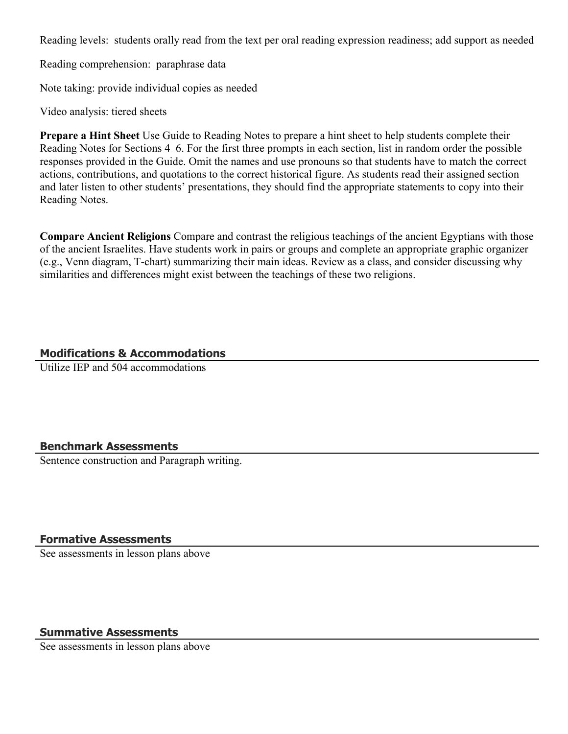Reading levels: students orally read from the text per oral reading expression readiness; add support as needed

Reading comprehension: paraphrase data

Note taking: provide individual copies as needed

Video analysis: tiered sheets

**Prepare a Hint Sheet** Use Guide to Reading Notes to prepare a hint sheet to help students complete their Reading Notes for Sections 4–6. For the first three prompts in each section, list in random order the possible responses provided in the Guide. Omit the names and use pronouns so that students have to match the correct actions, contributions, and quotations to the correct historical figure. As students read their assigned section and later listen to other students' presentations, they should find the appropriate statements to copy into their Reading Notes.

**Compare Ancient Religions** Compare and contrast the religious teachings of the ancient Egyptians with those of the ancient Israelites. Have students work in pairs or groups and complete an appropriate graphic organizer (e.g., Venn diagram, T-chart) summarizing their main ideas. Review as a class, and consider discussing why similarities and differences might exist between the teachings of these two religions.

## Modifications & Accommodations

Utilize IEP and 504 accommodations

## Benchmark Assessments

Sentence construction and Paragraph writing.

## Formative Assessments

See assessments in lesson plans above

## Summative Assessments

See assessments in lesson plans above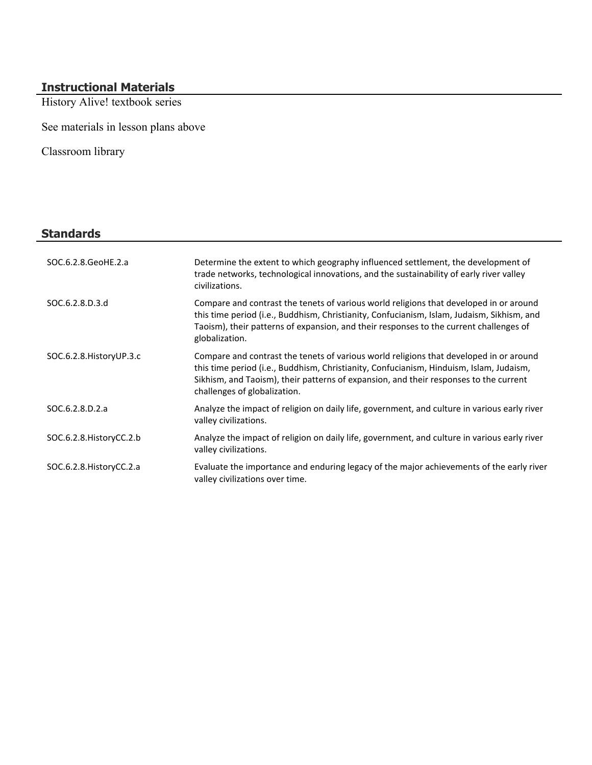## Instructional Materials

History Alive! textbook series

See materials in lesson plans above

Classroom library

## Standards

| | |
|---|---|
| SOC.6.2.8.GeoHE.2.a | Determine the extent to which geography influenced settlement, the development of trade networks, technological innovations, and the sustainability of early river valley civilizations. |
| SOC.6.2.8.D.3.d | Compare and contrast the tenets of various world religions that developed in or around this time period (i.e., Buddhism, Christianity, Confucianism, Islam, Judaism, Sikhism, and Taoism), their patterns of expansion, and their responses to the current challenges of globalization. |
| SOC.6.2.8.HistoryUP.3.c | Compare and contrast the tenets of various world religions that developed in or around this time period (i.e., Buddhism, Christianity, Confucianism, Hinduism, Islam, Judaism, Sikhism, and Taoism), their patterns of expansion, and their responses to the current challenges of globalization. |
| SOC.6.2.8.D.2.a | Analyze the impact of religion on daily life, government, and culture in various early river valley civilizations. |
| SOC.6.2.8.HistoryCC.2.b | Analyze the impact of religion on daily life, government, and culture in various early river valley civilizations. |
| SOC.6.2.8.HistoryCC.2.a | Evaluate the importance and enduring legacy of the major achievements of the early river valley civilizations over time. |